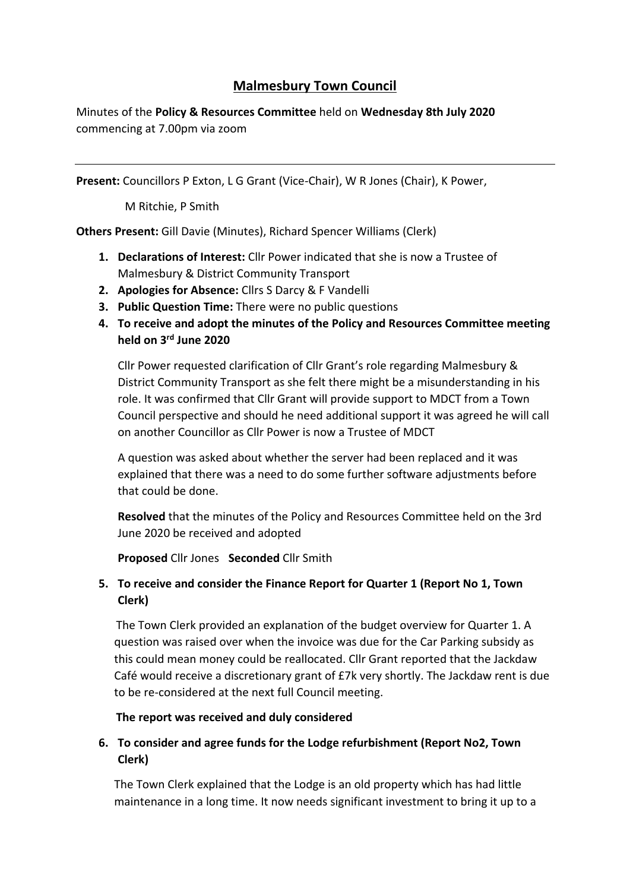# Malmesbury Town Council

Minutes of the **Policy & Resources Committee** held on **Wednesday 8th July 2020** commencing at 7.00pm via zoom

---

**Present:** Councillors P Exton, L G Grant (Vice-Chair), W R Jones (Chair), K Power, M Ritchie, P Smith

**Others Present:** Gill Davie (Minutes), Richard Spencer Williams (Clerk)

1. **Declarations of Interest:** Cllr Power indicated that she is now a Trustee of Malmesbury & District Community Transport
2. **Apologies for Absence:** Cllrs S Darcy & F Vandelli
3. **Public Question Time:** There were no public questions
4. **To receive and adopt the minutes of the Policy and Resources Committee meeting held on 3rd June 2020**

   Cllr Power requested clarification of Cllr Grant's role regarding Malmesbury & District Community Transport as she felt there might be a misunderstanding in his role. It was confirmed that Cllr Grant will provide support to MDCT from a Town Council perspective and should he need additional support it was agreed he will call on another Councillor as Cllr Power is now a Trustee of MDCT

   A question was asked about whether the server had been replaced and it was explained that there was a need to do some further software adjustments before that could be done.

   **Resolved** that the minutes of the Policy and Resources Committee held on the 3rd June 2020 be received and adopted

   **Proposed** Cllr Jones **Seconded** Cllr Smith

5. **To receive and consider the Finance Report for Quarter 1 (Report No 1, Town Clerk)**

   The Town Clerk provided an explanation of the budget overview for Quarter 1. A question was raised over when the invoice was due for the Car Parking subsidy as this could mean money could be reallocated. Cllr Grant reported that the Jackdaw Café would receive a discretionary grant of £7k very shortly. The Jackdaw rent is due to be re-considered at the next full Council meeting.

   **The report was received and duly considered**

6. **To consider and agree funds for the Lodge refurbishment (Report No2, Town Clerk)**

   The Town Clerk explained that the Lodge is an old property which has had little maintenance in a long time. It now needs significant investment to bring it up to a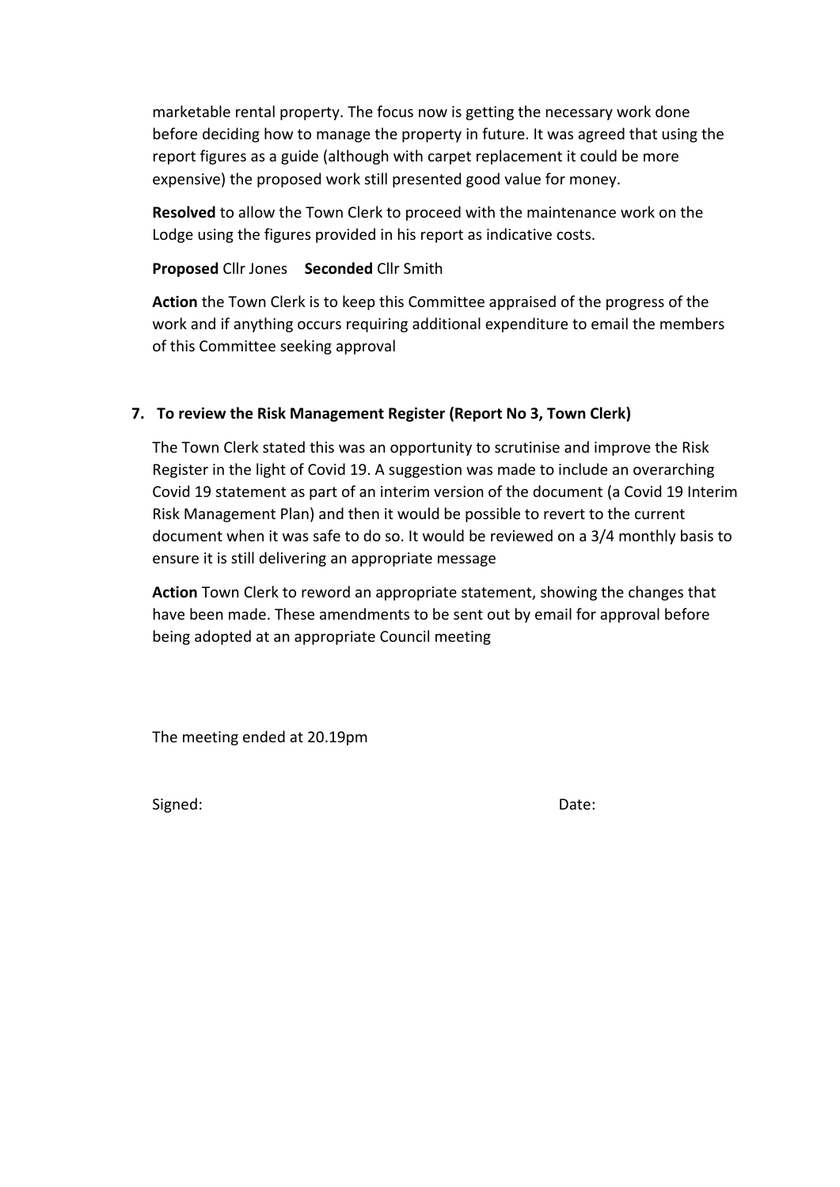marketable rental property. The focus now is getting the necessary work done before deciding how to manage the property in future. It was agreed that using the report figures as a guide (although with carpet replacement it could be more expensive) the proposed work still presented good value for money.

**Resolved** to allow the Town Clerk to proceed with the maintenance work on the Lodge using the figures provided in his report as indicative costs.

**Proposed** Cllr Jones **Seconded** Cllr Smith

**Action** the Town Clerk is to keep this Committee appraised of the progress of the work and if anything occurs requiring additional expenditure to email the members of this Committee seeking approval

**7. To review the Risk Management Register (Report No 3, Town Clerk)**

The Town Clerk stated this was an opportunity to scrutinise and improve the Risk Register in the light of Covid 19. A suggestion was made to include an overarching Covid 19 statement as part of an interim version of the document (a Covid 19 Interim Risk Management Plan) and then it would be possible to revert to the current document when it was safe to do so. It would be reviewed on a 3/4 monthly basis to ensure it is still delivering an appropriate message

**Action** Town Clerk to reword an appropriate statement, showing the changes that have been made. These amendments to be sent out by email for approval before being adopted at an appropriate Council meeting

The meeting ended at 20.19pm

Signed: Date: